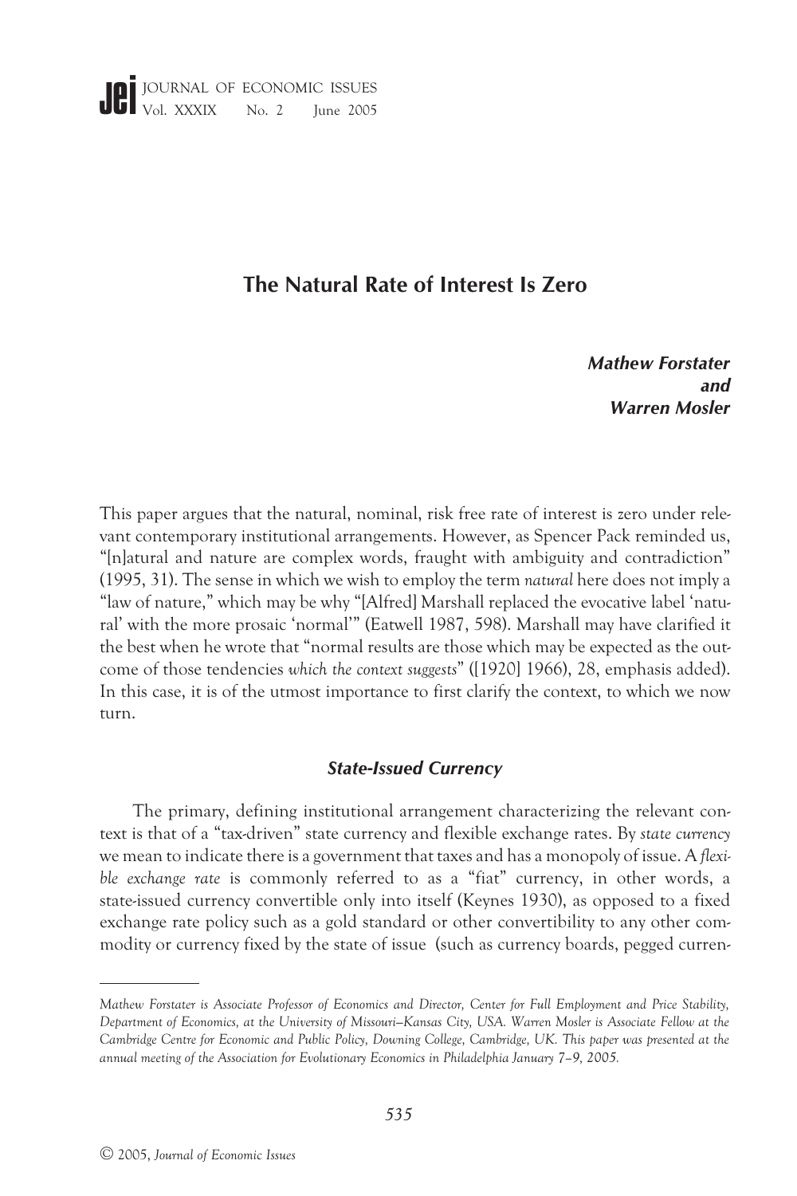# The Natural Rate of Interest Is Zero

***Mathew Forstater and Warren Mosler***

This paper argues that the natural, nominal, risk free rate of interest is zero under relevant contemporary institutional arrangements. However, as Spencer Pack reminded us, "[n]atural and nature are complex words, fraught with ambiguity and contradiction" (1995, 31). The sense in which we wish to employ the term *natural* here does not imply a "law of nature," which may be why "[Alfred] Marshall replaced the evocative label 'natural' with the more prosaic 'normal'" (Eatwell 1987, 598). Marshall may have clarified it the best when he wrote that "normal results are those which may be expected as the outcome of those tendencies *which the context suggests*" ([1920] 1966), 28, emphasis added). In this case, it is of the utmost importance to first clarify the context, to which we now turn.

## *State-Issued Currency*

The primary, defining institutional arrangement characterizing the relevant context is that of a "tax-driven" state currency and flexible exchange rates. By *state currency* we mean to indicate there is a government that taxes and has a monopoly of issue. A *flexible exchange rate* is commonly referred to as a "fiat" currency, in other words, a state-issued currency convertible only into itself (Keynes 1930), as opposed to a fixed exchange rate policy such as a gold standard or other convertibility to any other commodity or currency fixed by the state of issue (such as currency boards, pegged curren-

*Mathew Forstater is Associate Professor of Economics and Director, Center for Full Employment and Price Stability, Department of Economics, at the University of Missouri–Kansas City, USA. Warren Mosler is Associate Fellow at the Cambridge Centre for Economic and Public Policy, Downing College, Cambridge, UK. This paper was presented at the annual meeting of the Association for Evolutionary Economics in Philadelphia January 7–9, 2005.*

© 2005, *Journal of Economic Issues*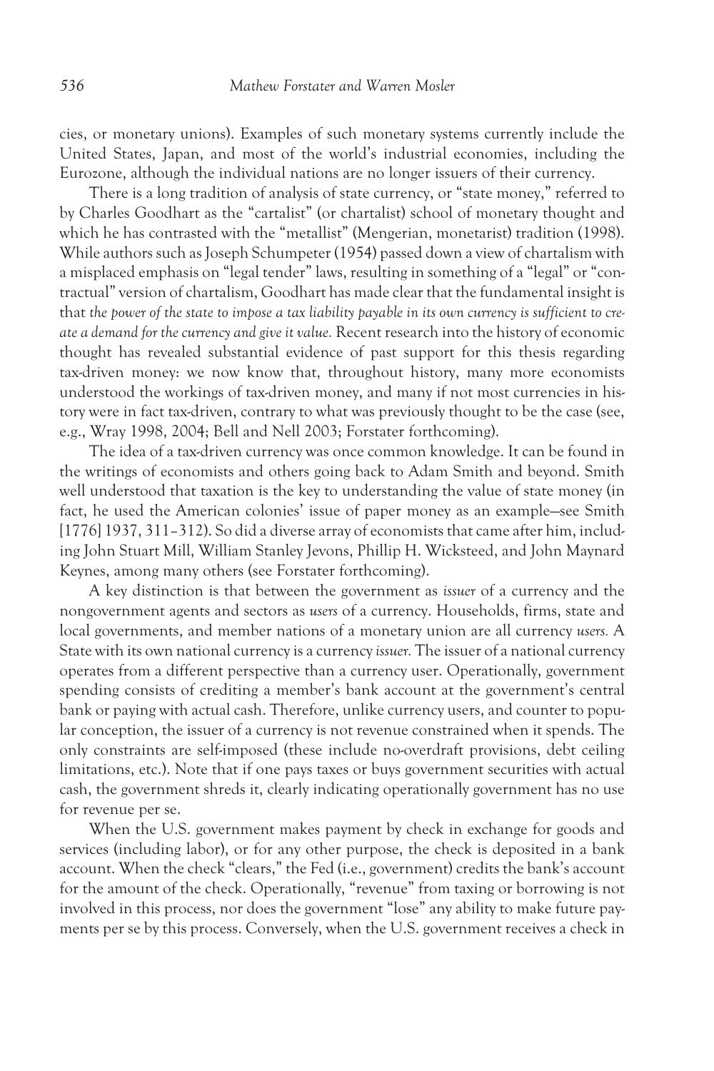cies, or monetary unions). Examples of such monetary systems currently include the United States, Japan, and most of the world's industrial economies, including the Eurozone, although the individual nations are no longer issuers of their currency.

There is a long tradition of analysis of state currency, or "state money," referred to by Charles Goodhart as the "cartalist" (or chartalist) school of monetary thought and which he has contrasted with the "metallist" (Mengerian, monetarist) tradition (1998). While authors such as Joseph Schumpeter (1954) passed down a view of chartalism with a misplaced emphasis on "legal tender" laws, resulting in something of a "legal" or "contractual" version of chartalism, Goodhart has made clear that the fundamental insight is that *the power of the state to impose a tax liability payable in its own currency is sufficient to create a demand for the currency and give it value.* Recent research into the history of economic thought has revealed substantial evidence of past support for this thesis regarding tax-driven money: we now know that, throughout history, many more economists understood the workings of tax-driven money, and many if not most currencies in history were in fact tax-driven, contrary to what was previously thought to be the case (see, e.g., Wray 1998, 2004; Bell and Nell 2003; Forstater forthcoming).

The idea of a tax-driven currency was once common knowledge. It can be found in the writings of economists and others going back to Adam Smith and beyond. Smith well understood that taxation is the key to understanding the value of state money (in fact, he used the American colonies' issue of paper money as an example—see Smith [1776] 1937, 311–312). So did a diverse array of economists that came after him, including John Stuart Mill, William Stanley Jevons, Phillip H. Wicksteed, and John Maynard Keynes, among many others (see Forstater forthcoming).

A key distinction is that between the government as *issuer* of a currency and the nongovernment agents and sectors as *users* of a currency. Households, firms, state and local governments, and member nations of a monetary union are all currency *users.* A State with its own national currency is a currency *issuer.* The issuer of a national currency operates from a different perspective than a currency user. Operationally, government spending consists of crediting a member's bank account at the government's central bank or paying with actual cash. Therefore, unlike currency users, and counter to popular conception, the issuer of a currency is not revenue constrained when it spends. The only constraints are self-imposed (these include no-overdraft provisions, debt ceiling limitations, etc.). Note that if one pays taxes or buys government securities with actual cash, the government shreds it, clearly indicating operationally government has no use for revenue per se.

When the U.S. government makes payment by check in exchange for goods and services (including labor), or for any other purpose, the check is deposited in a bank account. When the check "clears," the Fed (i.e., government) credits the bank's account for the amount of the check. Operationally, "revenue" from taxing or borrowing is not involved in this process, nor does the government "lose" any ability to make future payments per se by this process. Conversely, when the U.S. government receives a check in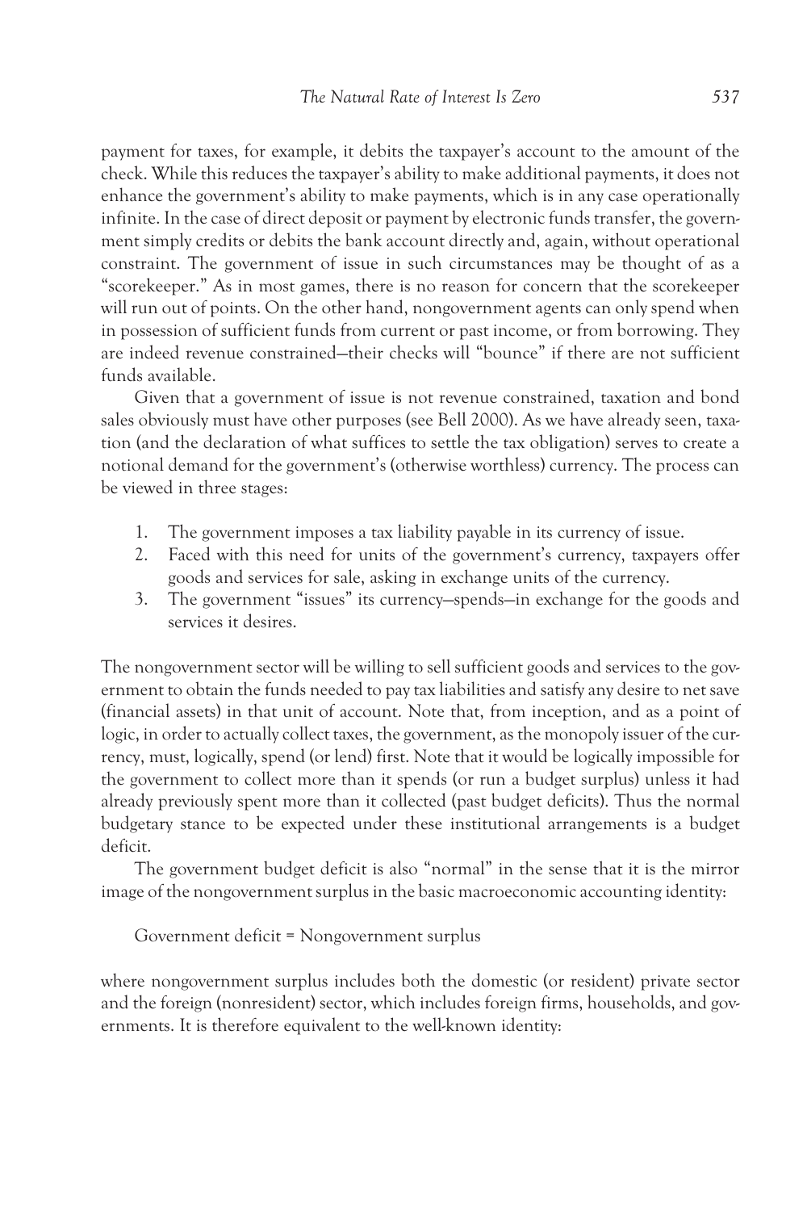payment for taxes, for example, it debits the taxpayer's account to the amount of the check. While this reduces the taxpayer's ability to make additional payments, it does not enhance the government's ability to make payments, which is in any case operationally infinite. In the case of direct deposit or payment by electronic funds transfer, the government simply credits or debits the bank account directly and, again, without operational constraint. The government of issue in such circumstances may be thought of as a "scorekeeper." As in most games, there is no reason for concern that the scorekeeper will run out of points. On the other hand, nongovernment agents can only spend when in possession of sufficient funds from current or past income, or from borrowing. They are indeed revenue constrained—their checks will "bounce" if there are not sufficient funds available.

Given that a government of issue is not revenue constrained, taxation and bond sales obviously must have other purposes (see Bell 2000). As we have already seen, taxation (and the declaration of what suffices to settle the tax obligation) serves to create a notional demand for the government's (otherwise worthless) currency. The process can be viewed in three stages:

1. The government imposes a tax liability payable in its currency of issue.
2. Faced with this need for units of the government's currency, taxpayers offer goods and services for sale, asking in exchange units of the currency.
3. The government "issues" its currency—spends—in exchange for the goods and services it desires.

The nongovernment sector will be willing to sell sufficient goods and services to the government to obtain the funds needed to pay tax liabilities and satisfy any desire to net save (financial assets) in that unit of account. Note that, from inception, and as a point of logic, in order to actually collect taxes, the government, as the monopoly issuer of the currency, must, logically, spend (or lend) first. Note that it would be logically impossible for the government to collect more than it spends (or run a budget surplus) unless it had already previously spent more than it collected (past budget deficits). Thus the normal budgetary stance to be expected under these institutional arrangements is a budget deficit.

The government budget deficit is also "normal" in the sense that it is the mirror image of the nongovernment surplus in the basic macroeconomic accounting identity:

Government deficit = Nongovernment surplus

where nongovernment surplus includes both the domestic (or resident) private sector and the foreign (nonresident) sector, which includes foreign firms, households, and governments. It is therefore equivalent to the well-known identity: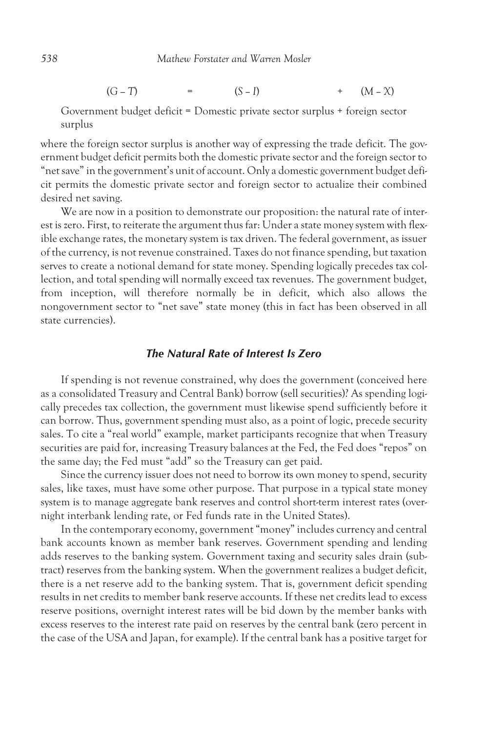$$(G - T) \quad = \quad (S - I) \quad + \quad (M - X)$$

Government budget deficit = Domestic private sector surplus + foreign sector surplus

where the foreign sector surplus is another way of expressing the trade deficit. The government budget deficit permits both the domestic private sector and the foreign sector to "net save" in the government's unit of account. Only a domestic government budget deficit permits the domestic private sector and foreign sector to actualize their combined desired net saving.

We are now in a position to demonstrate our proposition: the natural rate of interest is zero. First, to reiterate the argument thus far: Under a state money system with flexible exchange rates, the monetary system is tax driven. The federal government, as issuer of the currency, is not revenue constrained. Taxes do not finance spending, but taxation serves to create a notional demand for state money. Spending logically precedes tax collection, and total spending will normally exceed tax revenues. The government budget, from inception, will therefore normally be in deficit, which also allows the nongovernment sector to "net save" state money (this in fact has been observed in all state currencies).

### *The Natural Rate of Interest Is Zero*

If spending is not revenue constrained, why does the government (conceived here as a consolidated Treasury and Central Bank) borrow (sell securities)? As spending logically precedes tax collection, the government must likewise spend sufficiently before it can borrow. Thus, government spending must also, as a point of logic, precede security sales. To cite a "real world" example, market participants recognize that when Treasury securities are paid for, increasing Treasury balances at the Fed, the Fed does "repos" on the same day; the Fed must "add" so the Treasury can get paid.

Since the currency issuer does not need to borrow its own money to spend, security sales, like taxes, must have some other purpose. That purpose in a typical state money system is to manage aggregate bank reserves and control short-term interest rates (overnight interbank lending rate, or Fed funds rate in the United States).

In the contemporary economy, government "money" includes currency and central bank accounts known as member bank reserves. Government spending and lending adds reserves to the banking system. Government taxing and security sales drain (subtract) reserves from the banking system. When the government realizes a budget deficit, there is a net reserve add to the banking system. That is, government deficit spending results in net credits to member bank reserve accounts. If these net credits lead to excess reserve positions, overnight interest rates will be bid down by the member banks with excess reserves to the interest rate paid on reserves by the central bank (zero percent in the case of the USA and Japan, for example). If the central bank has a positive target for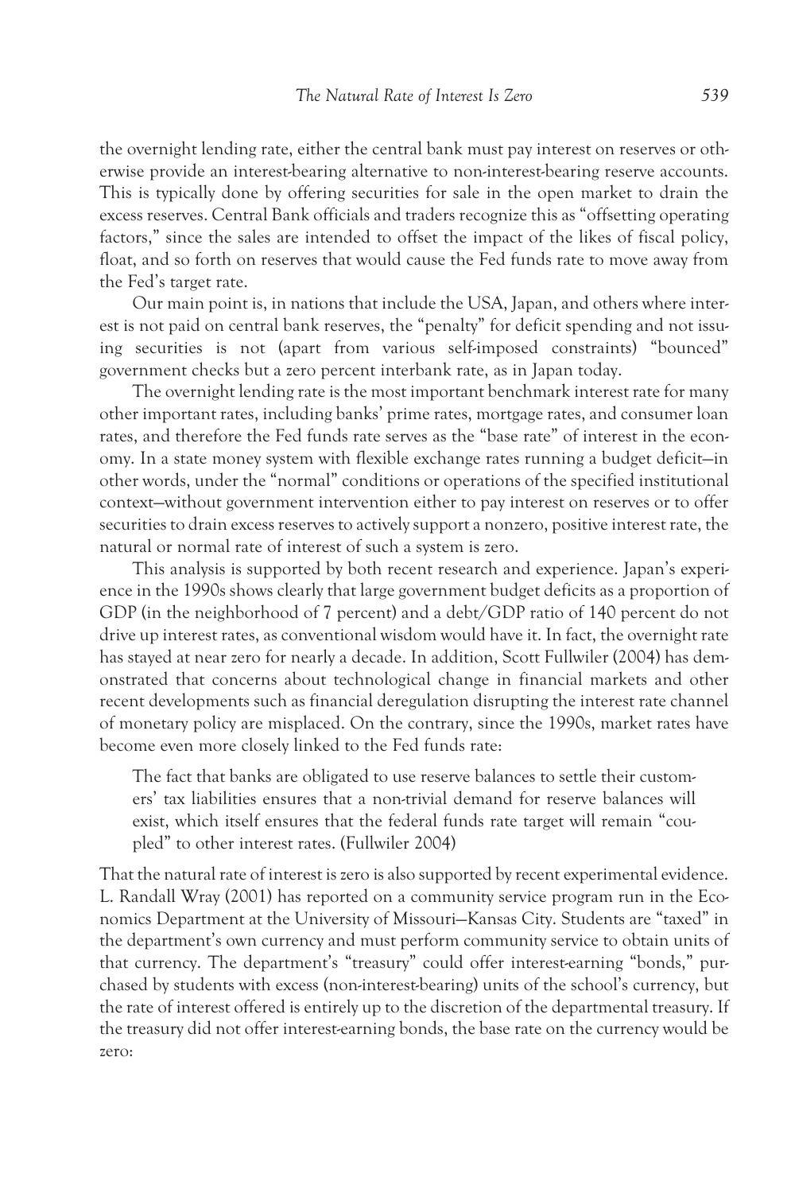the overnight lending rate, either the central bank must pay interest on reserves or otherwise provide an interest-bearing alternative to non-interest-bearing reserve accounts. This is typically done by offering securities for sale in the open market to drain the excess reserves. Central Bank officials and traders recognize this as "offsetting operating factors," since the sales are intended to offset the impact of the likes of fiscal policy, float, and so forth on reserves that would cause the Fed funds rate to move away from the Fed's target rate.

Our main point is, in nations that include the USA, Japan, and others where interest is not paid on central bank reserves, the "penalty" for deficit spending and not issuing securities is not (apart from various self-imposed constraints) "bounced" government checks but a zero percent interbank rate, as in Japan today.

The overnight lending rate is the most important benchmark interest rate for many other important rates, including banks' prime rates, mortgage rates, and consumer loan rates, and therefore the Fed funds rate serves as the "base rate" of interest in the economy. In a state money system with flexible exchange rates running a budget deficit—in other words, under the "normal" conditions or operations of the specified institutional context—without government intervention either to pay interest on reserves or to offer securities to drain excess reserves to actively support a nonzero, positive interest rate, the natural or normal rate of interest of such a system is zero.

This analysis is supported by both recent research and experience. Japan's experience in the 1990s shows clearly that large government budget deficits as a proportion of GDP (in the neighborhood of 7 percent) and a debt/GDP ratio of 140 percent do not drive up interest rates, as conventional wisdom would have it. In fact, the overnight rate has stayed at near zero for nearly a decade. In addition, Scott Fullwiler (2004) has demonstrated that concerns about technological change in financial markets and other recent developments such as financial deregulation disrupting the interest rate channel of monetary policy are misplaced. On the contrary, since the 1990s, market rates have become even more closely linked to the Fed funds rate:

> The fact that banks are obligated to use reserve balances to settle their customers' tax liabilities ensures that a non-trivial demand for reserve balances will exist, which itself ensures that the federal funds rate target will remain "coupled" to other interest rates. (Fullwiler 2004)

That the natural rate of interest is zero is also supported by recent experimental evidence. L. Randall Wray (2001) has reported on a community service program run in the Economics Department at the University of Missouri—Kansas City. Students are "taxed" in the department's own currency and must perform community service to obtain units of that currency. The department's "treasury" could offer interest-earning "bonds," purchased by students with excess (non-interest-bearing) units of the school's currency, but the rate of interest offered is entirely up to the discretion of the departmental treasury. If the treasury did not offer interest-earning bonds, the base rate on the currency would be zero: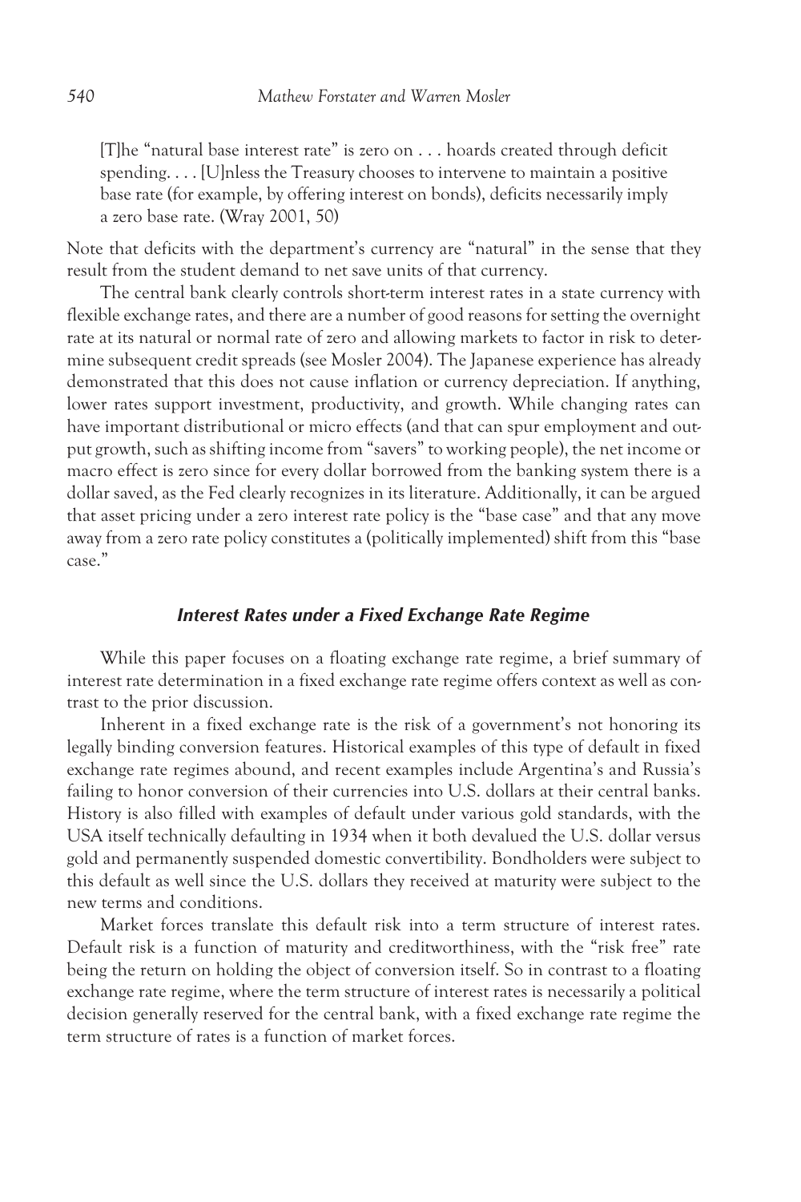> [T]he "natural base interest rate" is zero on . . . hoards created through deficit spending. . . . [U]nless the Treasury chooses to intervene to maintain a positive base rate (for example, by offering interest on bonds), deficits necessarily imply a zero base rate. (Wray 2001, 50)

Note that deficits with the department's currency are "natural" in the sense that they result from the student demand to net save units of that currency.

The central bank clearly controls short-term interest rates in a state currency with flexible exchange rates, and there are a number of good reasons for setting the overnight rate at its natural or normal rate of zero and allowing markets to factor in risk to determine subsequent credit spreads (see Mosler 2004). The Japanese experience has already demonstrated that this does not cause inflation or currency depreciation. If anything, lower rates support investment, productivity, and growth. While changing rates can have important distributional or micro effects (and that can spur employment and output growth, such as shifting income from "savers" to working people), the net income or macro effect is zero since for every dollar borrowed from the banking system there is a dollar saved, as the Fed clearly recognizes in its literature. Additionally, it can be argued that asset pricing under a zero interest rate policy is the "base case" and that any move away from a zero rate policy constitutes a (politically implemented) shift from this "base case."

### *Interest Rates under a Fixed Exchange Rate Regime*

While this paper focuses on a floating exchange rate regime, a brief summary of interest rate determination in a fixed exchange rate regime offers context as well as contrast to the prior discussion.

Inherent in a fixed exchange rate is the risk of a government's not honoring its legally binding conversion features. Historical examples of this type of default in fixed exchange rate regimes abound, and recent examples include Argentina's and Russia's failing to honor conversion of their currencies into U.S. dollars at their central banks. History is also filled with examples of default under various gold standards, with the USA itself technically defaulting in 1934 when it both devalued the U.S. dollar versus gold and permanently suspended domestic convertibility. Bondholders were subject to this default as well since the U.S. dollars they received at maturity were subject to the new terms and conditions.

Market forces translate this default risk into a term structure of interest rates. Default risk is a function of maturity and creditworthiness, with the "risk free" rate being the return on holding the object of conversion itself. So in contrast to a floating exchange rate regime, where the term structure of interest rates is necessarily a political decision generally reserved for the central bank, with a fixed exchange rate regime the term structure of rates is a function of market forces.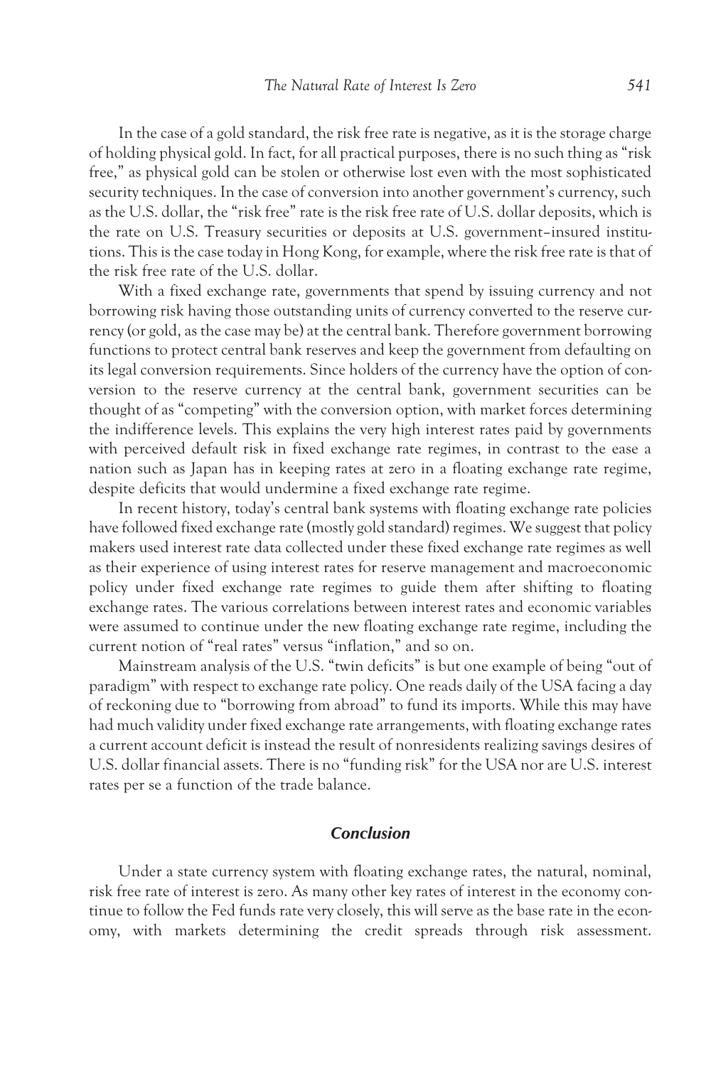In the case of a gold standard, the risk free rate is negative, as it is the storage charge of holding physical gold. In fact, for all practical purposes, there is no such thing as "risk free," as physical gold can be stolen or otherwise lost even with the most sophisticated security techniques. In the case of conversion into another government's currency, such as the U.S. dollar, the "risk free" rate is the risk free rate of U.S. dollar deposits, which is the rate on U.S. Treasury securities or deposits at U.S. government–insured institutions. This is the case today in Hong Kong, for example, where the risk free rate is that of the risk free rate of the U.S. dollar.

With a fixed exchange rate, governments that spend by issuing currency and not borrowing risk having those outstanding units of currency converted to the reserve currency (or gold, as the case may be) at the central bank. Therefore government borrowing functions to protect central bank reserves and keep the government from defaulting on its legal conversion requirements. Since holders of the currency have the option of conversion to the reserve currency at the central bank, government securities can be thought of as "competing" with the conversion option, with market forces determining the indifference levels. This explains the very high interest rates paid by governments with perceived default risk in fixed exchange rate regimes, in contrast to the ease a nation such as Japan has in keeping rates at zero in a floating exchange rate regime, despite deficits that would undermine a fixed exchange rate regime.

In recent history, today's central bank systems with floating exchange rate policies have followed fixed exchange rate (mostly gold standard) regimes. We suggest that policy makers used interest rate data collected under these fixed exchange rate regimes as well as their experience of using interest rates for reserve management and macroeconomic policy under fixed exchange rate regimes to guide them after shifting to floating exchange rates. The various correlations between interest rates and economic variables were assumed to continue under the new floating exchange rate regime, including the current notion of "real rates" versus "inflation," and so on.

Mainstream analysis of the U.S. "twin deficits" is but one example of being "out of paradigm" with respect to exchange rate policy. One reads daily of the USA facing a day of reckoning due to "borrowing from abroad" to fund its imports. While this may have had much validity under fixed exchange rate arrangements, with floating exchange rates a current account deficit is instead the result of nonresidents realizing savings desires of U.S. dollar financial assets. There is no "funding risk" for the USA nor are U.S. interest rates per se a function of the trade balance.

## Conclusion

Under a state currency system with floating exchange rates, the natural, nominal, risk free rate of interest is zero. As many other key rates of interest in the economy continue to follow the Fed funds rate very closely, this will serve as the base rate in the economy, with markets determining the credit spreads through risk assessment.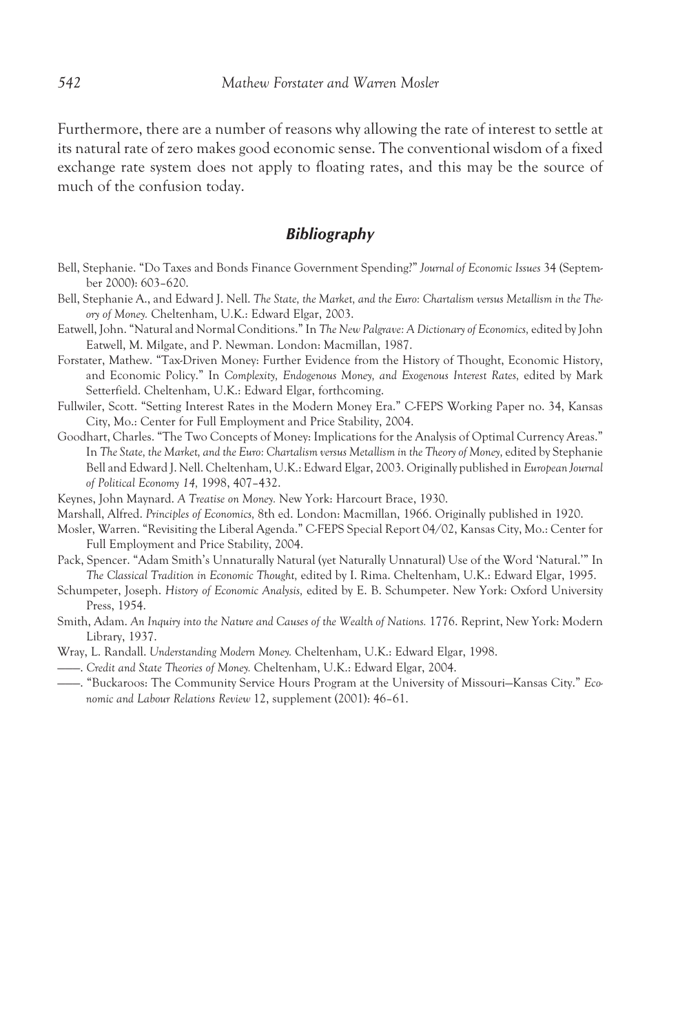Furthermore, there are a number of reasons why allowing the rate of interest to settle at its natural rate of zero makes good economic sense. The conventional wisdom of a fixed exchange rate system does not apply to floating rates, and this may be the source of much of the confusion today.

## Bibliography

Bell, Stephanie. "Do Taxes and Bonds Finance Government Spending?" *Journal of Economic Issues* 34 (September 2000): 603–620.

Bell, Stephanie A., and Edward J. Nell. *The State, the Market, and the Euro: Chartalism versus Metallism in the Theory of Money.* Cheltenham, U.K.: Edward Elgar, 2003.

Eatwell, John. "Natural and Normal Conditions." In *The New Palgrave: A Dictionary of Economics,* edited by John Eatwell, M. Milgate, and P. Newman. London: Macmillan, 1987.

Forstater, Mathew. "Tax-Driven Money: Further Evidence from the History of Thought, Economic History, and Economic Policy." In *Complexity, Endogenous Money, and Exogenous Interest Rates,* edited by Mark Setterfield. Cheltenham, U.K.: Edward Elgar, forthcoming.

Fullwiler, Scott. "Setting Interest Rates in the Modern Money Era." C-FEPS Working Paper no. 34, Kansas City, Mo.: Center for Full Employment and Price Stability, 2004.

Goodhart, Charles. "The Two Concepts of Money: Implications for the Analysis of Optimal Currency Areas." In *The State, the Market, and the Euro: Chartalism versus Metallism in the Theory of Money,* edited by Stephanie Bell and Edward J. Nell. Cheltenham, U.K.: Edward Elgar, 2003. Originally published in *European Journal of Political Economy 14,* 1998, 407–432.

Keynes, John Maynard. *A Treatise on Money.* New York: Harcourt Brace, 1930.

Marshall, Alfred. *Principles of Economics,* 8th ed. London: Macmillan, 1966. Originally published in 1920.

Mosler, Warren. "Revisiting the Liberal Agenda." C-FEPS Special Report 04/02, Kansas City, Mo.: Center for Full Employment and Price Stability, 2004.

Pack, Spencer. "Adam Smith's Unnaturally Natural (yet Naturally Unnatural) Use of the Word 'Natural.'" In *The Classical Tradition in Economic Thought,* edited by I. Rima. Cheltenham, U.K.: Edward Elgar, 1995.

Schumpeter, Joseph. *History of Economic Analysis,* edited by E. B. Schumpeter. New York: Oxford University Press, 1954.

Smith, Adam. *An Inquiry into the Nature and Causes of the Wealth of Nations.* 1776. Reprint, New York: Modern Library, 1937.

Wray, L. Randall. *Understanding Modern Money.* Cheltenham, U.K.: Edward Elgar, 1998.

——. *Credit and State Theories of Money.* Cheltenham, U.K.: Edward Elgar, 2004.

——. "Buckaroos: The Community Service Hours Program at the University of Missouri—Kansas City." *Economic and Labour Relations Review* 12, supplement (2001): 46–61.